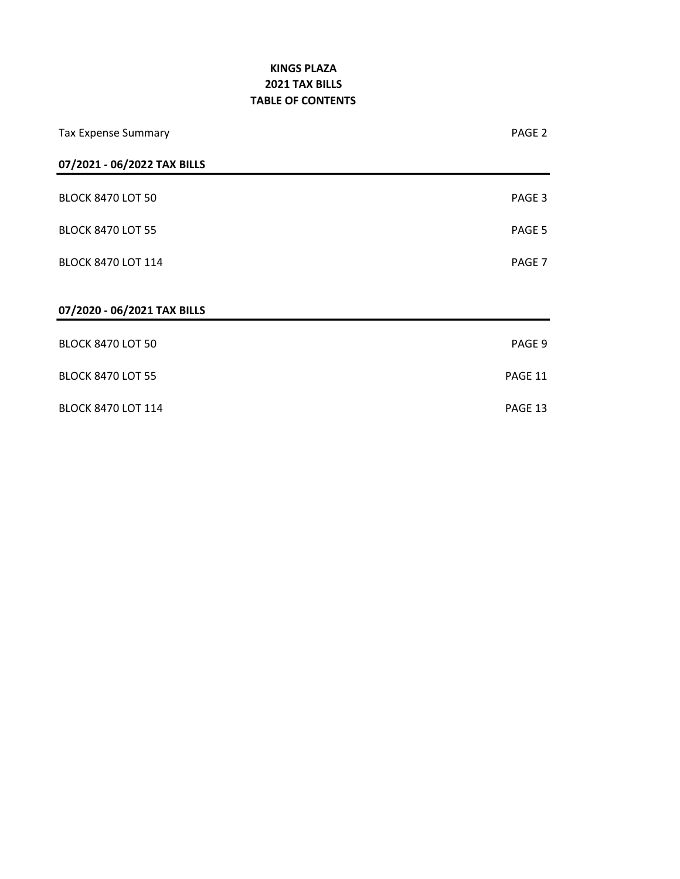# KINGS PLAZA
# 2021 TAX BILLS
# TABLE OF CONTENTS

| | |
|---|---|
| Tax Expense Summary | PAGE 2 |

## 07/2021 - 06/2022 TAX BILLS

| | |
|---|---|
| BLOCK 8470 LOT 50 | PAGE 3 |
| BLOCK 8470 LOT 55 | PAGE 5 |
| BLOCK 8470 LOT 114 | PAGE 7 |

## 07/2020 - 06/2021 TAX BILLS

| | |
|---|---|
| BLOCK 8470 LOT 50 | PAGE 9 |
| BLOCK 8470 LOT 55 | PAGE 11 |
| BLOCK 8470 LOT 114 | PAGE 13 |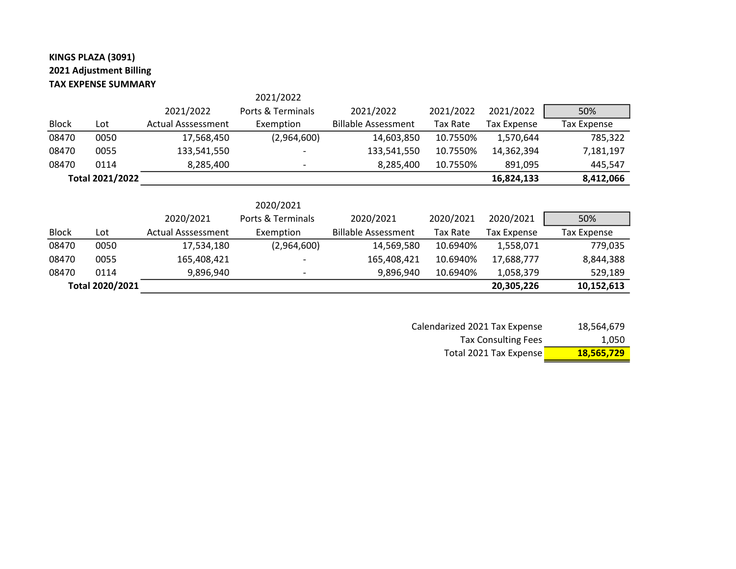**KINGS PLAZA (3091)**
**2021 Adjustment Billing**
**TAX EXPENSE SUMMARY**

| Block | Lot | 2021/2022 Actual Asssessment | 2021/2022 Ports & Terminals Exemption | 2021/2022 Billable Assessment | 2021/2022 Tax Rate | 2021/2022 Tax Expense | 50% Tax Expense |
|---|---|---|---|---|---|---|---|
| 08470 | 0050 | 17,568,450 | (2,964,600) | 14,603,850 | 10.7550% | 1,570,644 | 785,322 |
| 08470 | 0055 | 133,541,550 | - | 133,541,550 | 10.7550% | 14,362,394 | 7,181,197 |
| 08470 | 0114 | 8,285,400 | - | 8,285,400 | 10.7550% | 891,095 | 445,547 |
| **Total 2021/2022** | | | | | | **16,824,133** | **8,412,066** |

| Block | Lot | 2020/2021 Actual Asssessment | 2020/2021 Ports & Terminals Exemption | 2020/2021 Billable Assessment | 2020/2021 Tax Rate | 2020/2021 Tax Expense | 50% Tax Expense |
|---|---|---|---|---|---|---|---|
| 08470 | 0050 | 17,534,180 | (2,964,600) | 14,569,580 | 10.6940% | 1,558,071 | 779,035 |
| 08470 | 0055 | 165,408,421 | - | 165,408,421 | 10.6940% | 17,688,777 | 8,844,388 |
| 08470 | 0114 | 9,896,940 | - | 9,896,940 | 10.6940% | 1,058,379 | 529,189 |
| **Total 2020/2021** | | | | | | **20,305,226** | **10,152,613** |

| | |
|---|---|
| Calendarized 2021 Tax Expense | 18,564,679 |
| Tax Consulting Fees | 1,050 |
| Total 2021 Tax Expense | **18,565,729** |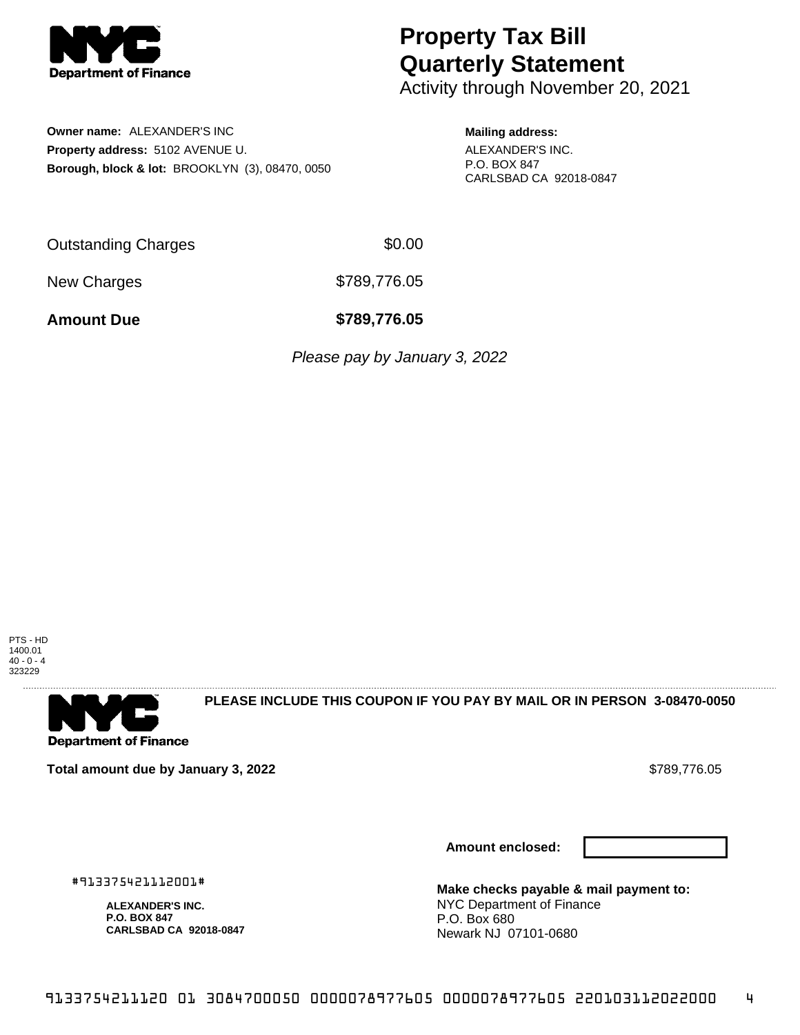# Property Tax Bill Quarterly Statement

Activity through November 20, 2021

**Owner name:** ALEXANDER'S INC
**Property address:** 5102 AVENUE U.
**Borough, block & lot:** BROOKLYN (3), 08470, 0050

**Mailing address:**
ALEXANDER'S INC.
P.O. BOX 847
CARLSBAD CA 92018-0847

| | |
|---|---|
| Outstanding Charges | $0.00 |
| New Charges | $789,776.05 |
| **Amount Due** | **$789,776.05** |

*Please pay by January 3, 2022*

PTS - HD
1400.01
40 - 0 - 4
323229

**PLEASE INCLUDE THIS COUPON IF YOU PAY BY MAIL OR IN PERSON 3-08470-0050**

**Total amount due by January 3, 2022** $789,776.05

**Amount enclosed:**

#913375421112001#

**ALEXANDER'S INC.**
**P.O. BOX 847**
**CARLSBAD CA 92018-0847**

**Make checks payable & mail payment to:**
NYC Department of Finance
P.O. Box 680
Newark NJ 07101-0680

9133754211120 01 3084700050 0000078977605 0000078977605 220103112022000 4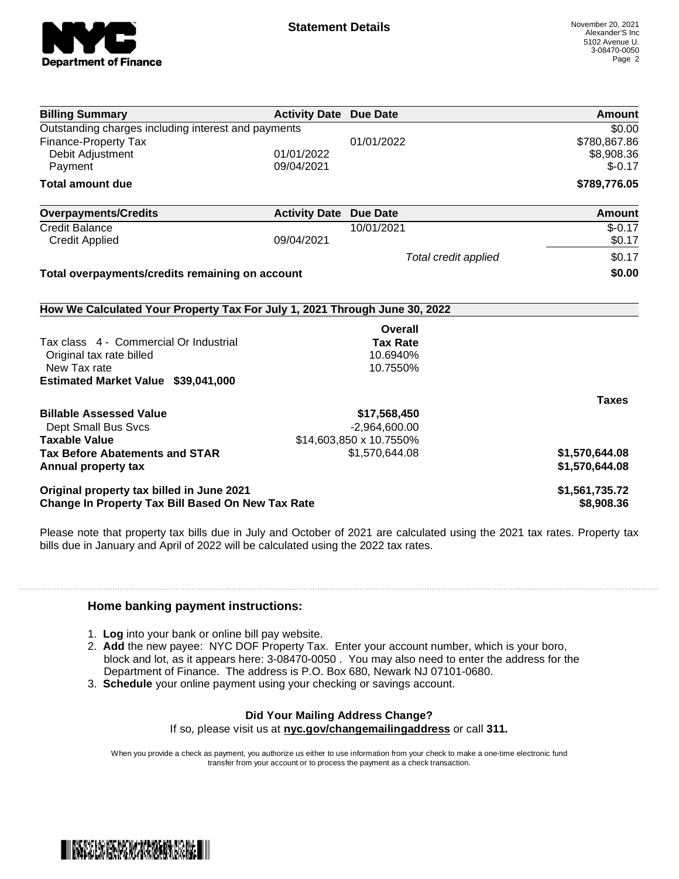**Statement Details**

November 20, 2021
Alexander'S Inc
5102 Avenue U.
3-08470-0050

| Billing Summary | Activity Date | Due Date | Amount |
|---|---|---|---|
| Outstanding charges including interest and payments | | | $0.00 |
| Finance-Property Tax | | 01/01/2022 | $780,867.86 |
| Debit Adjustment | 01/01/2022 | | $8,908.36 |
| Payment | 09/04/2021 | | $-0.17 |
| **Total amount due** | | | **$789,776.05** |

| Overpayments/Credits | Activity Date | Due Date | Amount |
|---|---|---|---|
| Credit Balance | | 10/01/2021 | $-0.17 |
| Credit Applied | 09/04/2021 | | $0.17 |
| | | *Total credit applied* | $0.17 |
| **Total overpayments/credits remaining on account** | | | **$0.00** |

**How We Calculated Your Property Tax For July 1, 2021 Through June 30, 2022**

| | Overall Tax Rate | |
|---|---|---|
| Tax class 4 - Commercial Or Industrial | | |
| Original tax rate billed | 10.6940% | |
| New Tax rate | 10.7550% | |
| **Estimated Market Value $39,041,000** | | |
| | | **Taxes** |
| **Billable Assessed Value** | **$17,568,450** | |
| Dept Small Bus Svcs | -2,964,600.00 | |
| **Taxable Value** | $14,603,850 x 10.7550% | |
| **Tax Before Abatements and STAR** | $1,570,644.08 | **$1,570,644.08** |
| **Annual property tax** | | **$1,570,644.08** |
| **Original property tax billed in June 2021** | | **$1,561,735.72** |
| **Change In Property Tax Bill Based On New Tax Rate** | | **$8,908.36** |

Please note that property tax bills due in July and October of 2021 are calculated using the 2021 tax rates. Property tax bills due in January and April of 2022 will be calculated using the 2022 tax rates.

### Home banking payment instructions:

1. **Log** into your bank or online bill pay website.
2. **Add** the new payee: NYC DOF Property Tax. Enter your account number, which is your boro, block and lot, as it appears here: 3-08470-0050 . You may also need to enter the address for the Department of Finance. The address is P.O. Box 680, Newark NJ 07101-0680.
3. **Schedule** your online payment using your checking or savings account.

**Did Your Mailing Address Change?**
If so, please visit us at **nyc.gov/changemailingaddress** or call **311.**

When you provide a check as payment, you authorize us either to use information from your check to make a one-time electronic fund transfer from your account or to process the payment as a check transaction.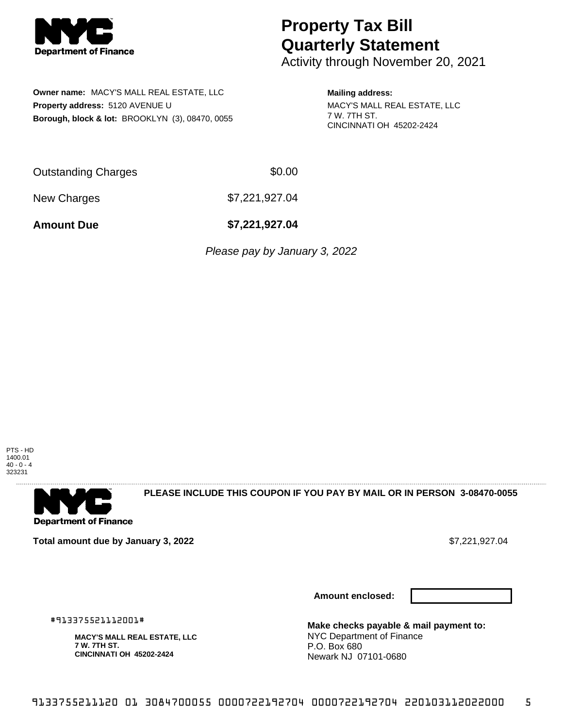# Property Tax Bill Quarterly Statement

Activity through November 20, 2021

**Owner name:** MACY'S MALL REAL ESTATE, LLC
**Property address:** 5120 AVENUE U
**Borough, block & lot:** BROOKLYN (3), 08470, 0055

**Mailing address:**
MACY'S MALL REAL ESTATE, LLC
7 W. 7TH ST.
CINCINNATI OH 45202-2424

| | |
|---|---|
| Outstanding Charges | $0.00 |
| New Charges | $7,221,927.04 |
| **Amount Due** | **$7,221,927.04** |

*Please pay by January 3, 2022*

PTS - HD
1400.01
40 - 0 - 4
323231

**PLEASE INCLUDE THIS COUPON IF YOU PAY BY MAIL OR IN PERSON 3-08470-0055**

**Total amount due by January 3, 2022** $7,221,927.04

**Amount enclosed:**

#913375521112001#

**MACY'S MALL REAL ESTATE, LLC**
**7 W. 7TH ST.**
**CINCINNATI OH 45202-2424**

**Make checks payable & mail payment to:**
NYC Department of Finance
P.O. Box 680
Newark NJ 07101-0680

9133755211120 01 3084700055 0000722192704 0000722192704 220103112022000 5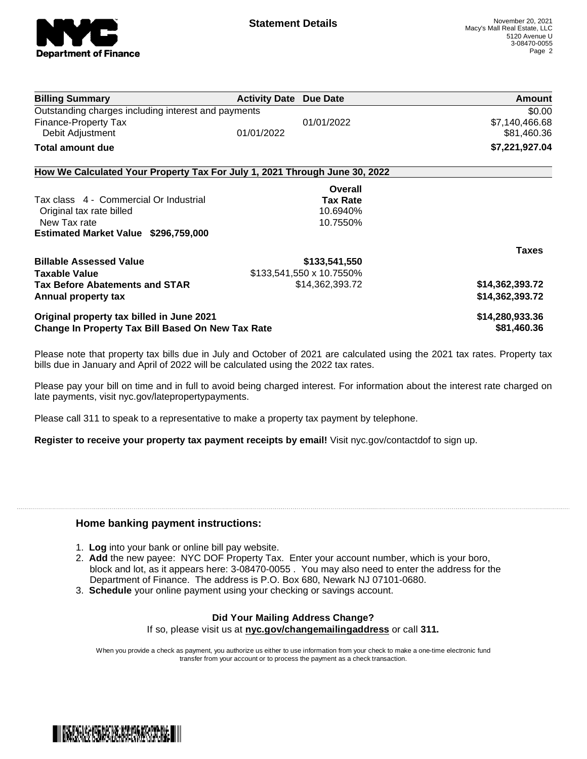## Statement Details

November 20, 2021
Macy's Mall Real Estate, LLC
5120 Avenue U
3-08470-0055

| Billing Summary | Activity Date | Due Date | Amount |
| --- | --- | --- | --- |
| Outstanding charges including interest and payments | | | $0.00 |
| Finance-Property Tax | | 01/01/2022 | $7,140,466.68 |
| Debit Adjustment | 01/01/2022 | | $81,460.36 |
| **Total amount due** | | | **$7,221,927.04** |

### How We Calculated Your Property Tax For July 1, 2021 Through June 30, 2022

| | Overall Tax Rate | |
| --- | --- | --- |
| Tax class 4 - Commercial Or Industrial | | |
| Original tax rate billed | 10.6940% | |
| New Tax rate | 10.7550% | |
| **Estimated Market Value $296,759,000** | | |
| | | **Taxes** |
| **Billable Assessed Value** | **$133,541,550** | |
| **Taxable Value** | $133,541,550 x 10.7550% | |
| **Tax Before Abatements and STAR** | $14,362,393.72 | **$14,362,393.72** |
| **Annual property tax** | | **$14,362,393.72** |
| **Original property tax billed in June 2021** | | **$14,280,933.36** |
| **Change In Property Tax Bill Based On New Tax Rate** | | **$81,460.36** |

Please note that property tax bills due in July and October of 2021 are calculated using the 2021 tax rates. Property tax bills due in January and April of 2022 will be calculated using the 2022 tax rates.

Please pay your bill on time and in full to avoid being charged interest. For information about the interest rate charged on late payments, visit nyc.gov/latepropertypayments.

Please call 311 to speak to a representative to make a property tax payment by telephone.

**Register to receive your property tax payment receipts by email!** Visit nyc.gov/contactdof to sign up.

### Home banking payment instructions:

1. **Log** into your bank or online bill pay website.
2. **Add** the new payee: NYC DOF Property Tax. Enter your account number, which is your boro, block and lot, as it appears here: 3-08470-0055 . You may also need to enter the address for the Department of Finance. The address is P.O. Box 680, Newark NJ 07101-0680.
3. **Schedule** your online payment using your checking or savings account.

**Did Your Mailing Address Change?**
If so, please visit us at **nyc.gov/changemailingaddress** or call **311.**

When you provide a check as payment, you authorize us either to use information from your check to make a one-time electronic fund transfer from your account or to process the payment as a check transaction.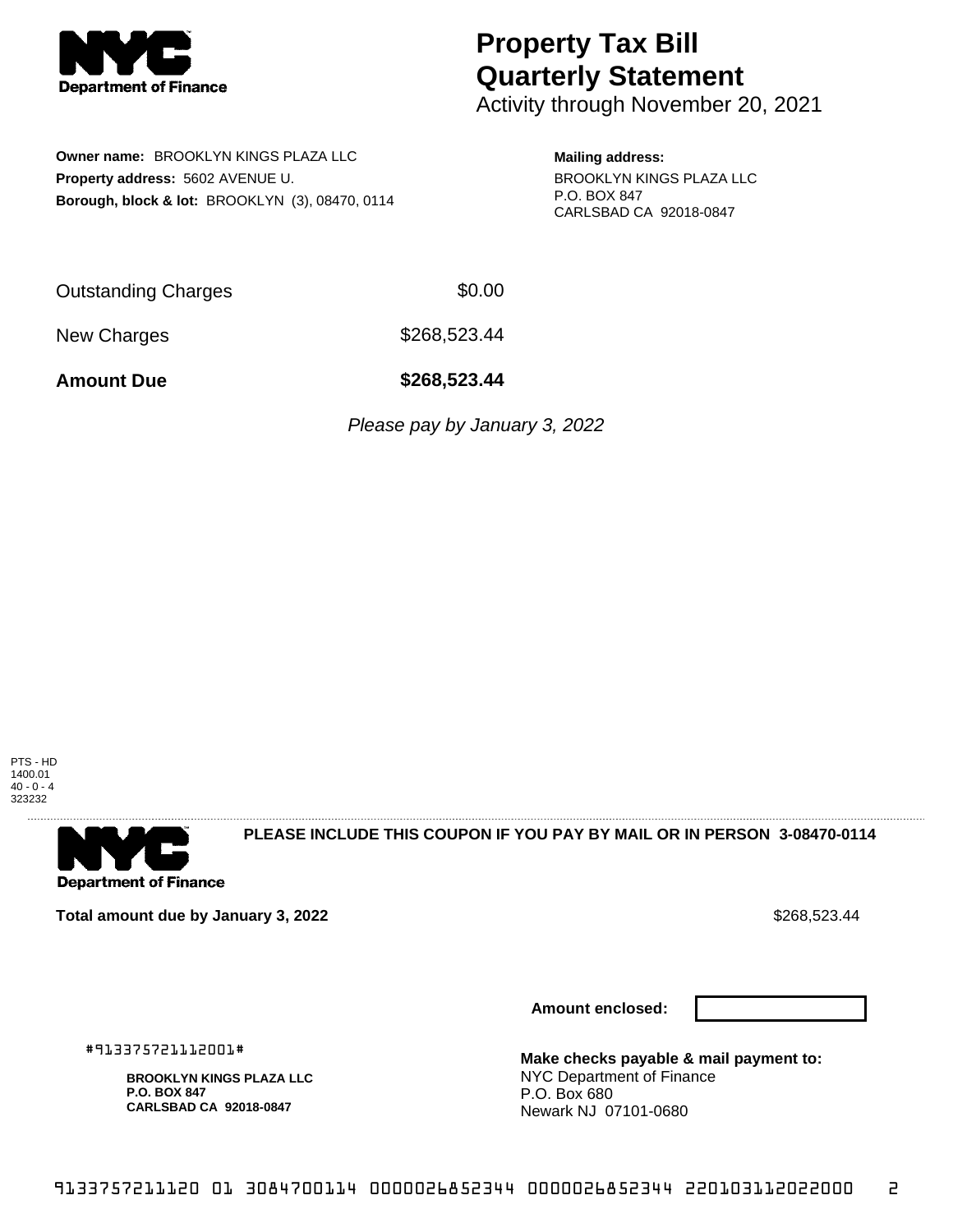# Property Tax Bill Quarterly Statement

Activity through November 20, 2021

**Owner name:** BROOKLYN KINGS PLAZA LLC
**Property address:** 5602 AVENUE U.
**Borough, block & lot:** BROOKLYN (3), 08470, 0114

**Mailing address:**
BROOKLYN KINGS PLAZA LLC
P.O. BOX 847
CARLSBAD CA 92018-0847

| | |
|---|---|
| Outstanding Charges | $0.00 |
| New Charges | $268,523.44 |
| **Amount Due** | **$268,523.44** |

*Please pay by January 3, 2022*

PTS - HD
1400.01
40 - 0 - 4
323232

**PLEASE INCLUDE THIS COUPON IF YOU PAY BY MAIL OR IN PERSON 3-08470-0114**

**Total amount due by January 3, 2022** $268,523.44

**Amount enclosed:**

#913375721112001#

**BROOKLYN KINGS PLAZA LLC**
**P.O. BOX 847**
**CARLSBAD CA 92018-0847**

**Make checks payable & mail payment to:**
NYC Department of Finance
P.O. Box 680
Newark NJ 07101-0680

9133757211120 01 3084700114 0000026852344 0000026852344 220103112022000 2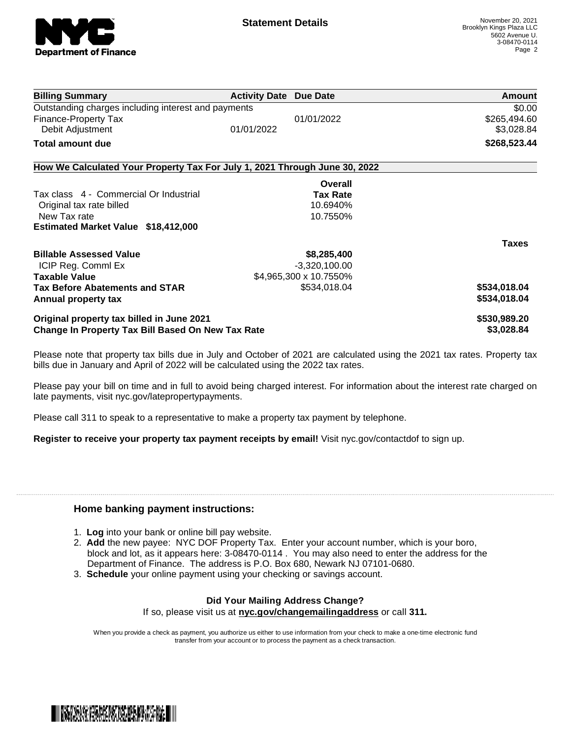Statement Details

November 20, 2021
Brooklyn Kings Plaza LLC
5602 Avenue U.
3-08470-0114

| Billing Summary | Activity Date | Due Date | Amount |
|---|---|---|---|
| Outstanding charges including interest and payments | | | $0.00 |
| Finance-Property Tax | | 01/01/2022 | $265,494.60 |
| Debit Adjustment | 01/01/2022 | | $3,028.84 |
| **Total amount due** | | | **$268,523.44** |

## How We Calculated Your Property Tax For July 1, 2021 Through June 30, 2022

| | Overall Tax Rate | |
|---|---|---|
| Tax class 4 - Commercial Or Industrial | | |
| Original tax rate billed | 10.6940% | |
| New Tax rate | 10.7550% | |
| **Estimated Market Value $18,412,000** | | |
| | | **Taxes** |
| **Billable Assessed Value** | **$8,285,400** | |
| ICIP Reg. Comml Ex | -3,320,100.00 | |
| **Taxable Value** | $4,965,300 x 10.7550% | |
| **Tax Before Abatements and STAR** | $534,018.04 | **$534,018.04** |
| **Annual property tax** | | **$534,018.04** |
| **Original property tax billed in June 2021** | | **$530,989.20** |
| **Change In Property Tax Bill Based On New Tax Rate** | | **$3,028.84** |

Please note that property tax bills due in July and October of 2021 are calculated using the 2021 tax rates. Property tax bills due in January and April of 2022 will be calculated using the 2022 tax rates.

Please pay your bill on time and in full to avoid being charged interest. For information about the interest rate charged on late payments, visit nyc.gov/latepropertypayments.

Please call 311 to speak to a representative to make a property tax payment by telephone.

**Register to receive your property tax payment receipts by email!** Visit nyc.gov/contactdof to sign up.

### Home banking payment instructions:

1. **Log** into your bank or online bill pay website.
2. **Add** the new payee: NYC DOF Property Tax. Enter your account number, which is your boro, block and lot, as it appears here: 3-08470-0114 . You may also need to enter the address for the Department of Finance. The address is P.O. Box 680, Newark NJ 07101-0680.
3. **Schedule** your online payment using your checking or savings account.

**Did Your Mailing Address Change?**

If so, please visit us at **nyc.gov/changemailingaddress** or call **311.**

When you provide a check as payment, you authorize us either to use information from your check to make a one-time electronic fund transfer from your account or to process the payment as a check transaction.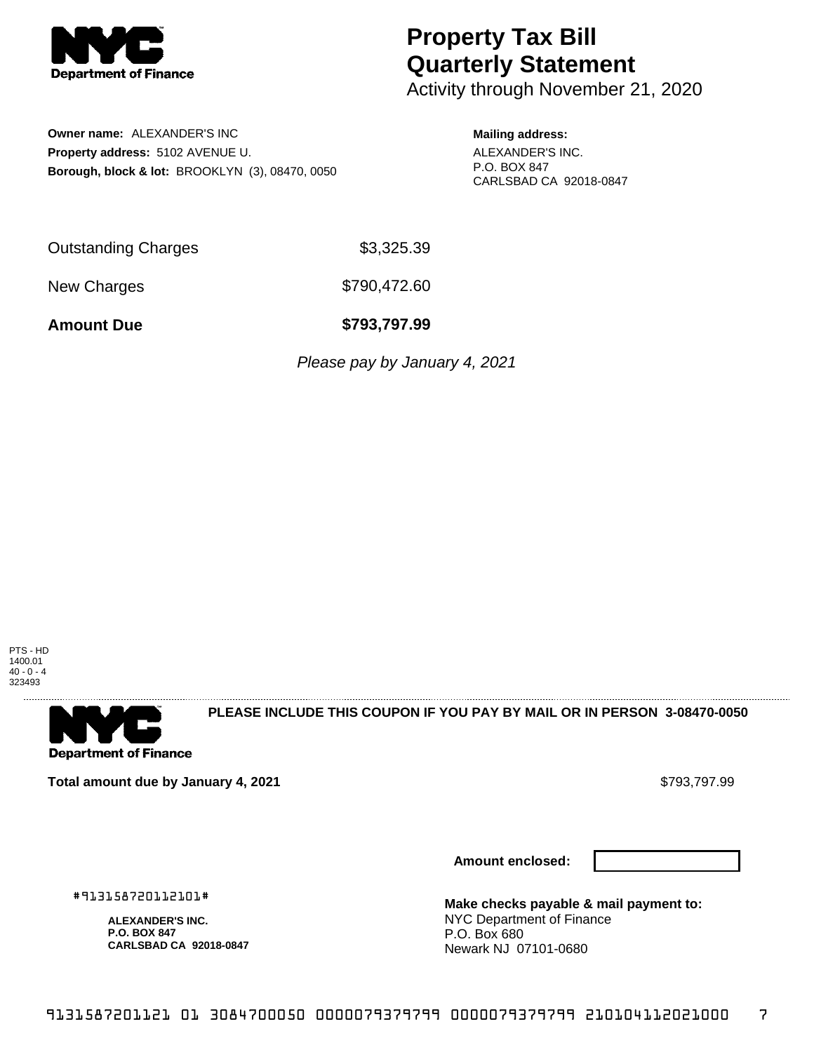**NYC Department of Finance**

# Property Tax Bill Quarterly Statement

Activity through November 21, 2020

**Owner name:** ALEXANDER'S INC
**Property address:** 5102 AVENUE U.
**Borough, block & lot:** BROOKLYN (3), 08470, 0050

**Mailing address:**
ALEXANDER'S INC.
P.O. BOX 847
CARLSBAD CA 92018-0847

| | |
|---|---|
| Outstanding Charges | $3,325.39 |
| New Charges | $790,472.60 |
| **Amount Due** | **$793,797.99** |

*Please pay by January 4, 2021*

PTS - HD
1400.01
40 - 0 - 4
323493

---

**NYC Department of Finance**

**PLEASE INCLUDE THIS COUPON IF YOU PAY BY MAIL OR IN PERSON 3-08470-0050**

**Total amount due by January 4, 2021** $793,797.99

**Amount enclosed:**

#913158720112101#

**ALEXANDER'S INC.**
**P.O. BOX 847**
**CARLSBAD CA 92018-0847**

**Make checks payable & mail payment to:**
NYC Department of Finance
P.O. Box 680
Newark NJ 07101-0680

9131587201121 01 3084700050 0000079379799 0000079379799 210104112021000 7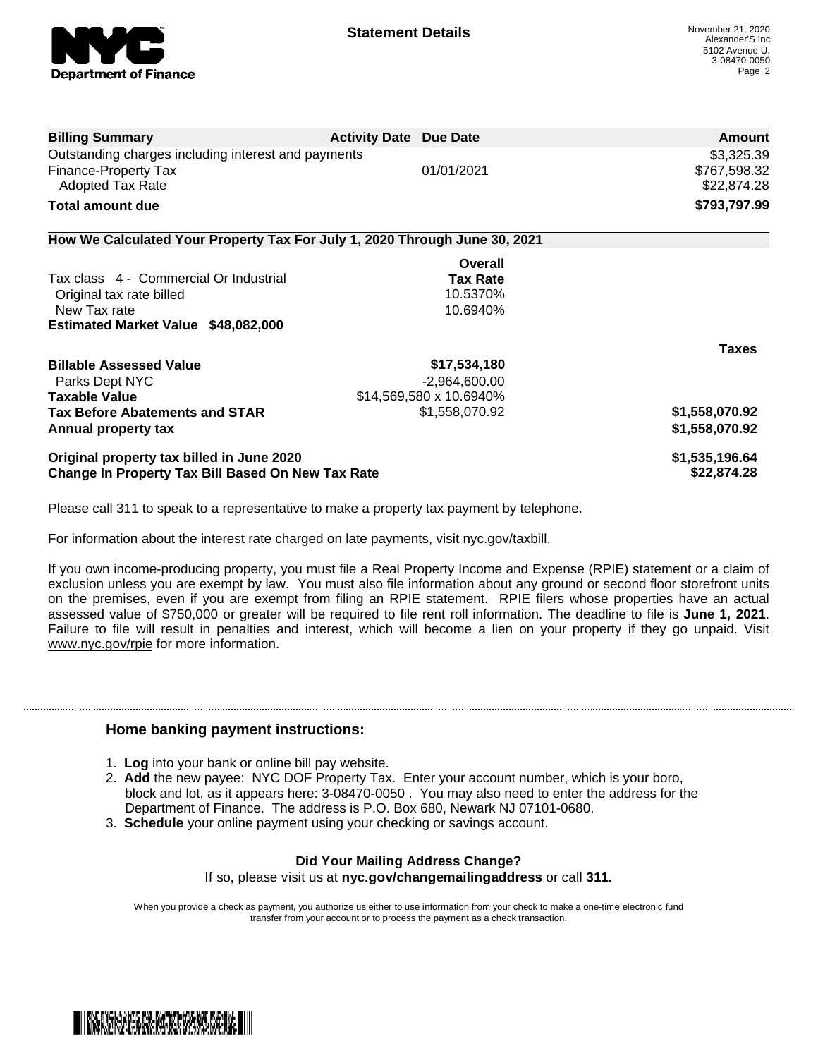## Statement Details

November 21, 2020
Alexander'S Inc
5102 Avenue U.
3-08470-0050

| Billing Summary | Activity Date | Due Date | Amount |
|---|---|---|---|
| Outstanding charges including interest and payments | | | $3,325.39 |
| Finance-Property Tax | | 01/01/2021 | $767,598.32 |
| Adopted Tax Rate | | | $22,874.28 |
| **Total amount due** | | | **$793,797.99** |

### How We Calculated Your Property Tax For July 1, 2020 Through June 30, 2021

| | Overall Tax Rate | |
|---|---|---|
| Tax class 4 - Commercial Or Industrial | | |
| Original tax rate billed | 10.5370% | |
| New Tax rate | 10.6940% | |
| **Estimated Market Value $48,082,000** | | |
| | | **Taxes** |
| **Billable Assessed Value** | **$17,534,180** | |
| Parks Dept NYC | -2,964,600.00 | |
| **Taxable Value** | $14,569,580 x 10.6940% | |
| **Tax Before Abatements and STAR** | $1,558,070.92 | **$1,558,070.92** |
| **Annual property tax** | | **$1,558,070.92** |
| **Original property tax billed in June 2020** | | **$1,535,196.64** |
| **Change In Property Tax Bill Based On New Tax Rate** | | **$22,874.28** |

Please call 311 to speak to a representative to make a property tax payment by telephone.

For information about the interest rate charged on late payments, visit nyc.gov/taxbill.

If you own income-producing property, you must file a Real Property Income and Expense (RPIE) statement or a claim of exclusion unless you are exempt by law. You must also file information about any ground or second floor storefront units on the premises, even if you are exempt from filing an RPIE statement. RPIE filers whose properties have an actual assessed value of $750,000 or greater will be required to file rent roll information. The deadline to file is **June 1, 2021**. Failure to file will result in penalties and interest, which will become a lien on your property if they go unpaid. Visit www.nyc.gov/rpie for more information.

### Home banking payment instructions:

1. **Log** into your bank or online bill pay website.
2. **Add** the new payee: NYC DOF Property Tax. Enter your account number, which is your boro, block and lot, as it appears here: 3-08470-0050 . You may also need to enter the address for the Department of Finance. The address is P.O. Box 680, Newark NJ 07101-0680.
3. **Schedule** your online payment using your checking or savings account.

**Did Your Mailing Address Change?**
If so, please visit us at **nyc.gov/changemailingaddress** or call **311.**

When you provide a check as payment, you authorize us either to use information from your check to make a one-time electronic fund transfer from your account or to process the payment as a check transaction.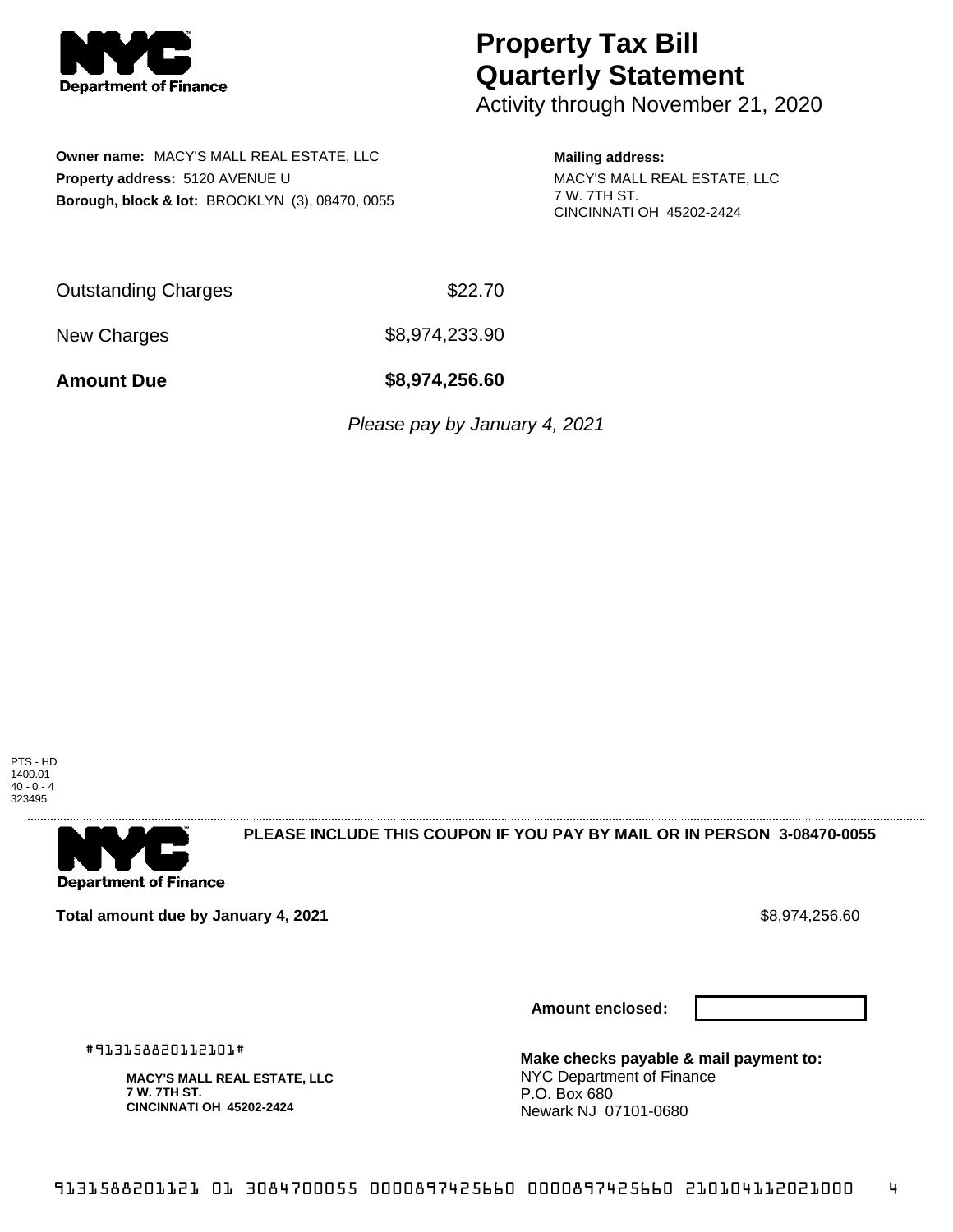NYC Department of Finance

# Property Tax Bill Quarterly Statement

Activity through November 21, 2020

**Owner name:** MACY'S MALL REAL ESTATE, LLC
**Property address:** 5120 AVENUE U
**Borough, block & lot:** BROOKLYN (3), 08470, 0055

**Mailing address:**
MACY'S MALL REAL ESTATE, LLC
7 W. 7TH ST.
CINCINNATI OH 45202-2424

| | |
|---|---|
| Outstanding Charges | $22.70 |
| New Charges | $8,974,233.90 |
| **Amount Due** | **$8,974,256.60** |

*Please pay by January 4, 2021*

PTS - HD
1400.01
40 - 0 - 4
323495

NYC Department of Finance

**PLEASE INCLUDE THIS COUPON IF YOU PAY BY MAIL OR IN PERSON 3-08470-0055**

**Total amount due by January 4, 2021** $8,974,256.60

**Amount enclosed:**

#913158820112101#

**MACY'S MALL REAL ESTATE, LLC**
**7 W. 7TH ST.**
**CINCINNATI OH 45202-2424**

**Make checks payable & mail payment to:**
NYC Department of Finance
P.O. Box 680
Newark NJ 07101-0680

9131588201121 01 3084700055 0000897425660 0000897425660 210104112021000 4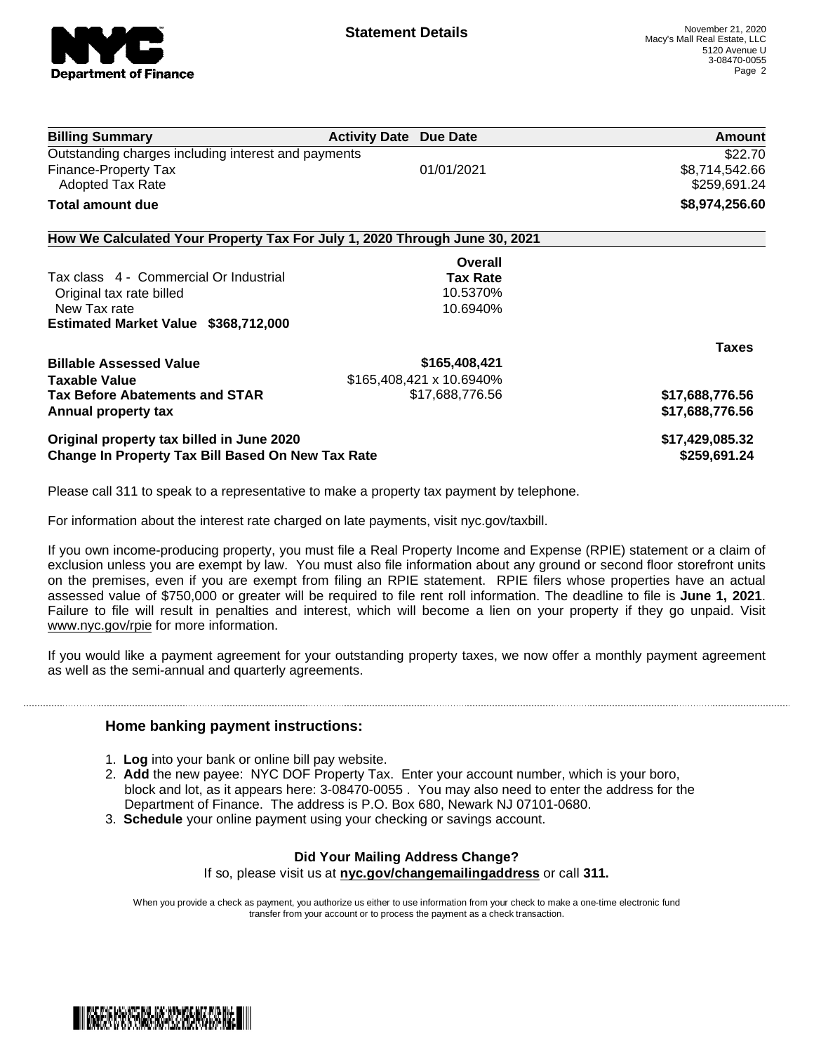**Statement Details**

November 21, 2020
Macy's Mall Real Estate, LLC
5120 Avenue U
3-08470-0055

| Billing Summary | Activity Date | Due Date | Amount |
|---|---|---|---|
| Outstanding charges including interest and payments | | | $22.70 |
| Finance-Property Tax | | 01/01/2021 | $8,714,542.66 |
| Adopted Tax Rate | | | $259,691.24 |
| **Total amount due** | | | **$8,974,256.60** |

## How We Calculated Your Property Tax For July 1, 2020 Through June 30, 2021

| | Overall Tax Rate | Taxes |
|---|---|---|
| Tax class 4 - Commercial Or Industrial | | |
| Original tax rate billed | 10.5370% | |
| New Tax rate | 10.6940% | |
| **Estimated Market Value $368,712,000** | | |
| **Billable Assessed Value** | **$165,408,421** | |
| **Taxable Value** | $165,408,421 x 10.6940% | |
| **Tax Before Abatements and STAR** | $17,688,776.56 | **$17,688,776.56** |
| **Annual property tax** | | **$17,688,776.56** |
| **Original property tax billed in June 2020** | | **$17,429,085.32** |
| **Change In Property Tax Bill Based On New Tax Rate** | | **$259,691.24** |

Please call 311 to speak to a representative to make a property tax payment by telephone.

For information about the interest rate charged on late payments, visit nyc.gov/taxbill.

If you own income-producing property, you must file a Real Property Income and Expense (RPIE) statement or a claim of exclusion unless you are exempt by law. You must also file information about any ground or second floor storefront units on the premises, even if you are exempt from filing an RPIE statement. RPIE filers whose properties have an actual assessed value of $750,000 or greater will be required to file rent roll information. The deadline to file is **June 1, 2021**. Failure to file will result in penalties and interest, which will become a lien on your property if they go unpaid. Visit www.nyc.gov/rpie for more information.

If you would like a payment agreement for your outstanding property taxes, we now offer a monthly payment agreement as well as the semi-annual and quarterly agreements.

### Home banking payment instructions:

1. **Log** into your bank or online bill pay website.
2. **Add** the new payee: NYC DOF Property Tax. Enter your account number, which is your boro, block and lot, as it appears here: 3-08470-0055 . You may also need to enter the address for the Department of Finance. The address is P.O. Box 680, Newark NJ 07101-0680.
3. **Schedule** your online payment using your checking or savings account.

**Did Your Mailing Address Change?**

If so, please visit us at **nyc.gov/changemailingaddress** or call **311.**

When you provide a check as payment, you authorize us either to use information from your check to make a one-time electronic fund transfer from your account or to process the payment as a check transaction.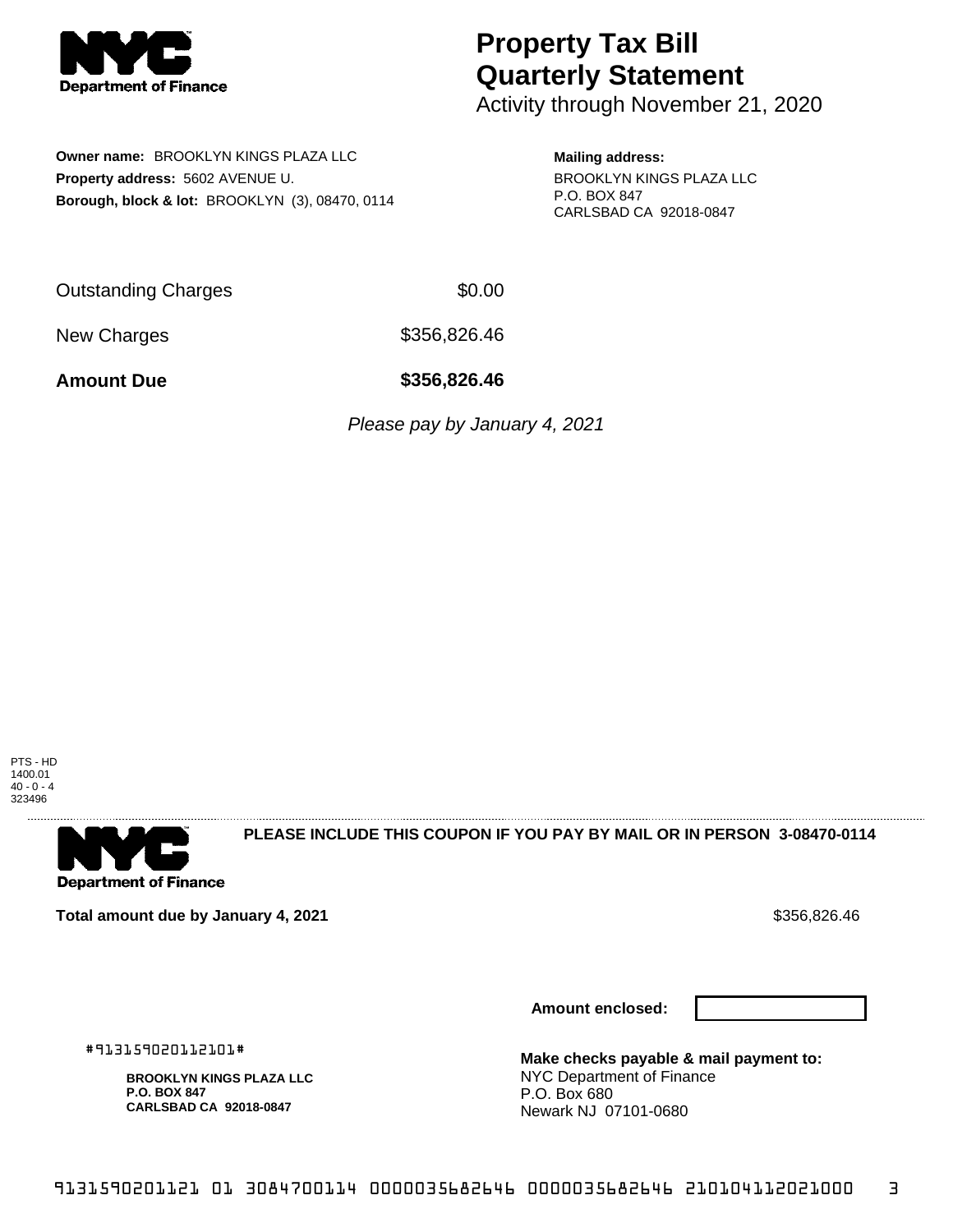# Property Tax Bill Quarterly Statement

Activity through November 21, 2020

**Owner name:** BROOKLYN KINGS PLAZA LLC
**Property address:** 5602 AVENUE U.
**Borough, block & lot:** BROOKLYN (3), 08470, 0114

**Mailing address:**
BROOKLYN KINGS PLAZA LLC
P.O. BOX 847
CARLSBAD CA 92018-0847

| | |
|---|---|
| Outstanding Charges | $0.00 |
| New Charges | $356,826.46 |
| **Amount Due** | **$356,826.46** |

*Please pay by January 4, 2021*

PTS - HD
1400.01
40 - 0 - 4
323496

**PLEASE INCLUDE THIS COUPON IF YOU PAY BY MAIL OR IN PERSON 3-08470-0114**

**Total amount due by January 4, 2021** $356,826.46

**Amount enclosed:**

#913159020112101#

**BROOKLYN KINGS PLAZA LLC**
**P.O. BOX 847**
**CARLSBAD CA 92018-0847**

**Make checks payable & mail payment to:**
NYC Department of Finance
P.O. Box 680
Newark NJ 07101-0680

9131590201121 01 3084700114 0000035682646 0000035682646 210104112021000 3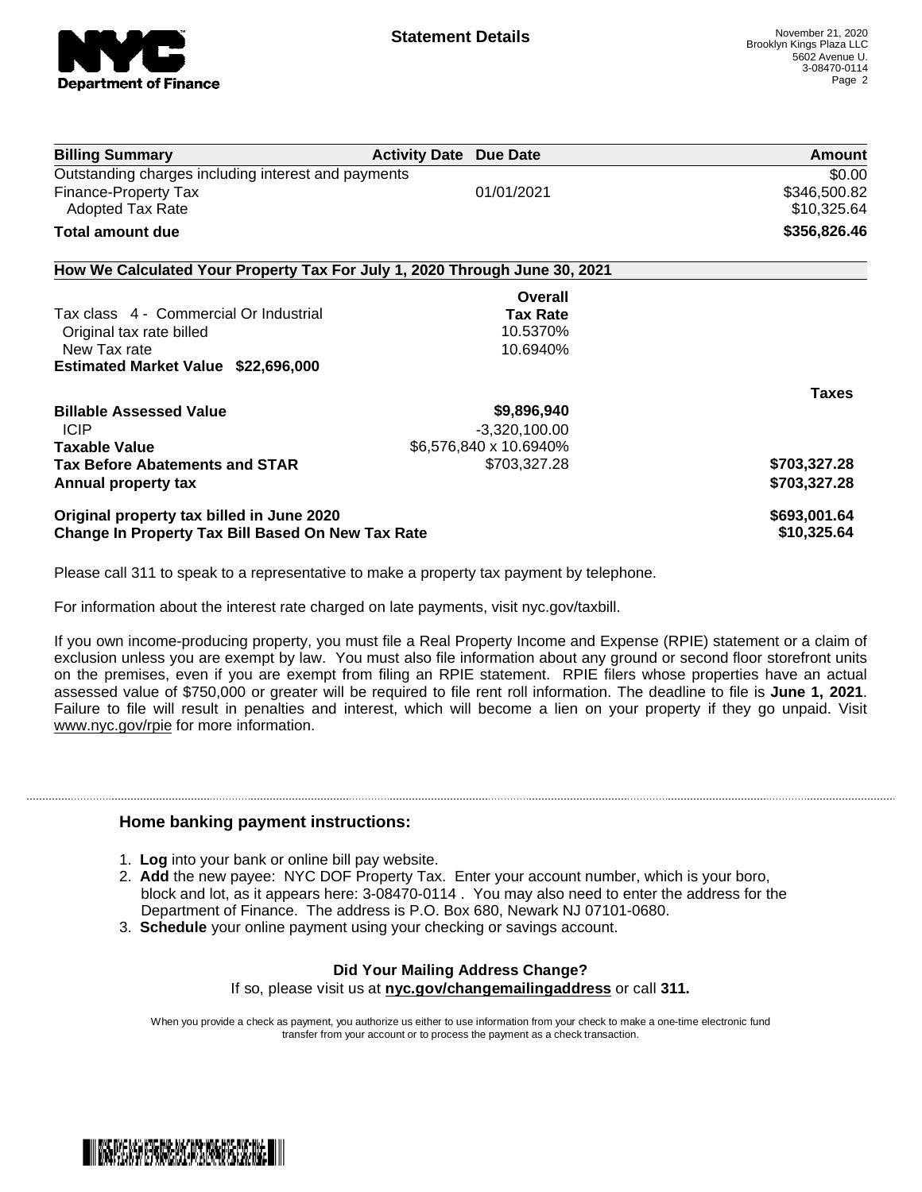# Statement Details

November 21, 2020
Brooklyn Kings Plaza LLC
5602 Avenue U.
3-08470-0114

| Billing Summary | Activity Date | Due Date | Amount |
|---|---|---|---|
| Outstanding charges including interest and payments | | | $0.00 |
| Finance-Property Tax | | 01/01/2021 | $346,500.82 |
| Adopted Tax Rate | | | $10,325.64 |
| **Total amount due** | | | **$356,826.46** |

## How We Calculated Your Property Tax For July 1, 2020 Through June 30, 2021

| | Overall Tax Rate | |
|---|---|---|
| Tax class 4 - Commercial Or Industrial | | |
| Original tax rate billed | 10.5370% | |
| New Tax rate | 10.6940% | |
| **Estimated Market Value $22,696,000** | | |
| | | **Taxes** |
| **Billable Assessed Value** | **$9,896,940** | |
| ICIP | -3,320,100.00 | |
| **Taxable Value** | $6,576,840 x 10.6940% | |
| **Tax Before Abatements and STAR** | $703,327.28 | **$703,327.28** |
| **Annual property tax** | | **$703,327.28** |
| **Original property tax billed in June 2020** | | **$693,001.64** |
| **Change In Property Tax Bill Based On New Tax Rate** | | **$10,325.64** |

Please call 311 to speak to a representative to make a property tax payment by telephone.

For information about the interest rate charged on late payments, visit nyc.gov/taxbill.

If you own income-producing property, you must file a Real Property Income and Expense (RPIE) statement or a claim of exclusion unless you are exempt by law. You must also file information about any ground or second floor storefront units on the premises, even if you are exempt from filing an RPIE statement. RPIE filers whose properties have an actual assessed value of $750,000 or greater will be required to file rent roll information. The deadline to file is **June 1, 2021**. Failure to file will result in penalties and interest, which will become a lien on your property if they go unpaid. Visit www.nyc.gov/rpie for more information.

### Home banking payment instructions:

1. **Log** into your bank or online bill pay website.
2. **Add** the new payee: NYC DOF Property Tax. Enter your account number, which is your boro, block and lot, as it appears here: 3-08470-0114 . You may also need to enter the address for the Department of Finance. The address is P.O. Box 680, Newark NJ 07101-0680.
3. **Schedule** your online payment using your checking or savings account.

**Did Your Mailing Address Change?**

If so, please visit us at **nyc.gov/changemailingaddress** or call **311.**

When you provide a check as payment, you authorize us either to use information from your check to make a one-time electronic fund transfer from your account or to process the payment as a check transaction.